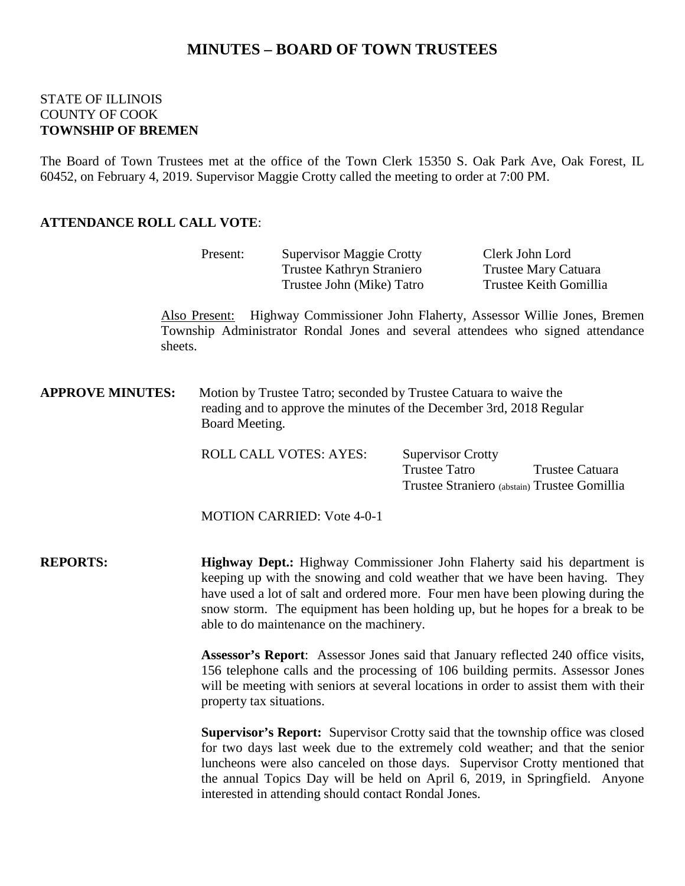# MINUTES – BOARD OF TOWN TRUSTEES

STATE OF ILLINOIS
COUNTY OF COOK
**TOWNSHIP OF BREMEN**

The Board of Town Trustees met at the office of the Town Clerk 15350 S. Oak Park Ave, Oak Forest, IL 60452, on February 4, 2019. Supervisor Maggie Crotty called the meeting to order at 7:00 PM.

**ATTENDANCE ROLL CALL VOTE**:

| Present: | Supervisor Maggie Crotty | Clerk John Lord |
|---|---|---|
| | Trustee Kathryn Straniero | Trustee Mary Catuara |
| | Trustee John (Mike) Tatro | Trustee Keith Gomillia |

Also Present: Highway Commissioner John Flaherty, Assessor Willie Jones, Bremen Township Administrator Rondal Jones and several attendees who signed attendance sheets.

**APPROVE MINUTES:** Motion by Trustee Tatro; seconded by Trustee Catuara to waive the reading and to approve the minutes of the December 3rd, 2018 Regular Board Meeting.

ROLL CALL VOTES: AYES: Supervisor Crotty
Trustee Tatro Trustee Catuara
Trustee Straniero (abstain) Trustee Gomillia

MOTION CARRIED: Vote 4-0-1

**REPORTS:**

**Highway Dept.:** Highway Commissioner John Flaherty said his department is keeping up with the snowing and cold weather that we have been having. They have used a lot of salt and ordered more. Four men have been plowing during the snow storm. The equipment has been holding up, but he hopes for a break to be able to do maintenance on the machinery.

**Assessor's Report**: Assessor Jones said that January reflected 240 office visits, 156 telephone calls and the processing of 106 building permits. Assessor Jones will be meeting with seniors at several locations in order to assist them with their property tax situations.

**Supervisor's Report:** Supervisor Crotty said that the township office was closed for two days last week due to the extremely cold weather; and that the senior luncheons were also canceled on those days. Supervisor Crotty mentioned that the annual Topics Day will be held on April 6, 2019, in Springfield. Anyone interested in attending should contact Rondal Jones.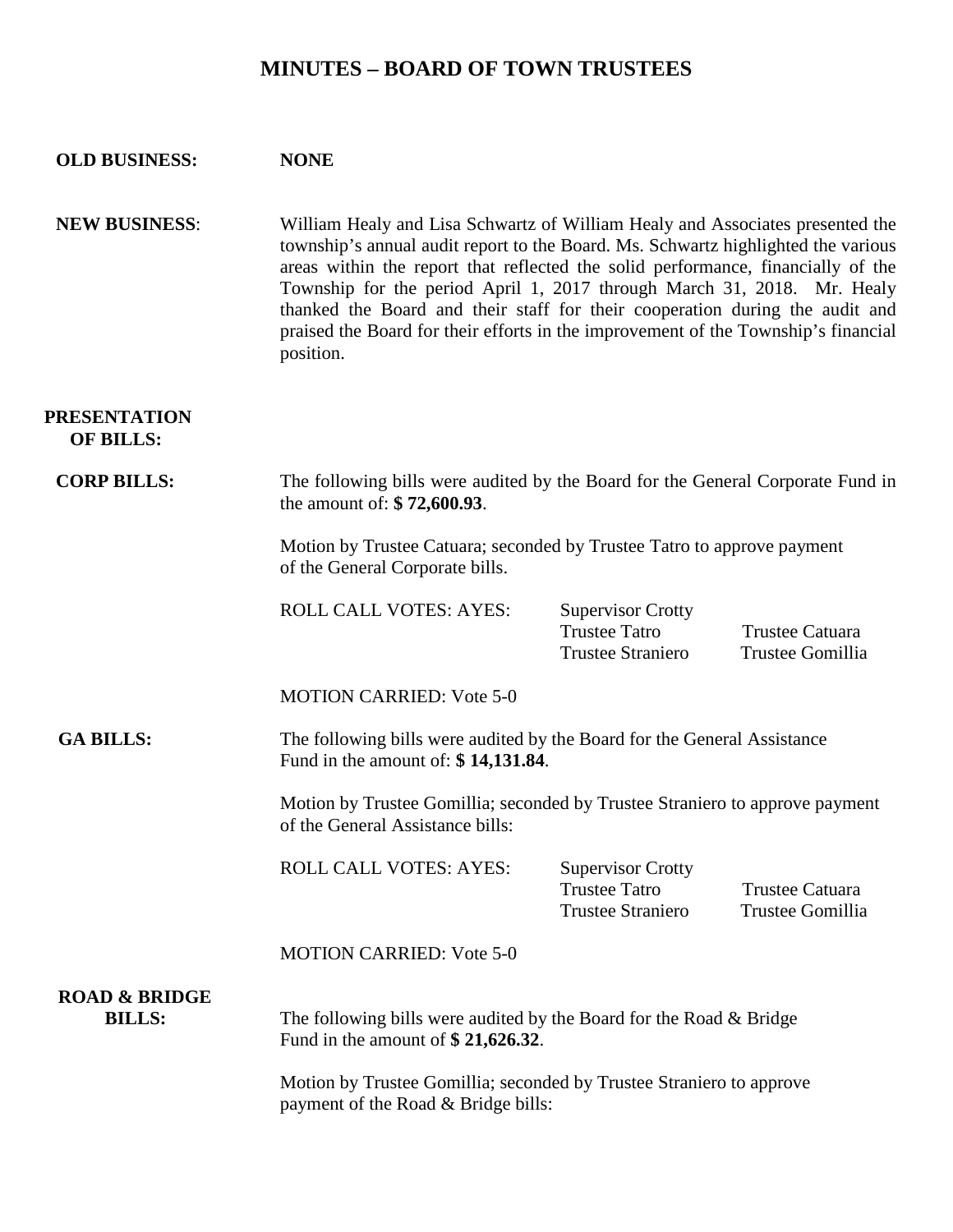# MINUTES – BOARD OF TOWN TRUSTEES

**OLD BUSINESS:** **NONE**

**NEW BUSINESS**: William Healy and Lisa Schwartz of William Healy and Associates presented the township's annual audit report to the Board. Ms. Schwartz highlighted the various areas within the report that reflected the solid performance, financially of the Township for the period April 1, 2017 through March 31, 2018. Mr. Healy thanked the Board and their staff for their cooperation during the audit and praised the Board for their efforts in the improvement of the Township's financial position.

**PRESENTATION OF BILLS:**

**CORP BILLS:** The following bills were audited by the Board for the General Corporate Fund in the amount of: **$ 72,600.93**.

Motion by Trustee Catuara; seconded by Trustee Tatro to approve payment of the General Corporate bills.

ROLL CALL VOTES: AYES: Supervisor Crotty
Trustee Tatro Trustee Catuara
Trustee Straniero Trustee Gomillia

MOTION CARRIED: Vote 5-0

**GA BILLS:** The following bills were audited by the Board for the General Assistance Fund in the amount of: **$ 14,131.84**.

Motion by Trustee Gomillia; seconded by Trustee Straniero to approve payment of the General Assistance bills:

ROLL CALL VOTES: AYES: Supervisor Crotty
Trustee Tatro Trustee Catuara
Trustee Straniero Trustee Gomillia

MOTION CARRIED: Vote 5-0

**ROAD & BRIDGE BILLS:** The following bills were audited by the Board for the Road & Bridge Fund in the amount of **$ 21,626.32**.

Motion by Trustee Gomillia; seconded by Trustee Straniero to approve payment of the Road & Bridge bills: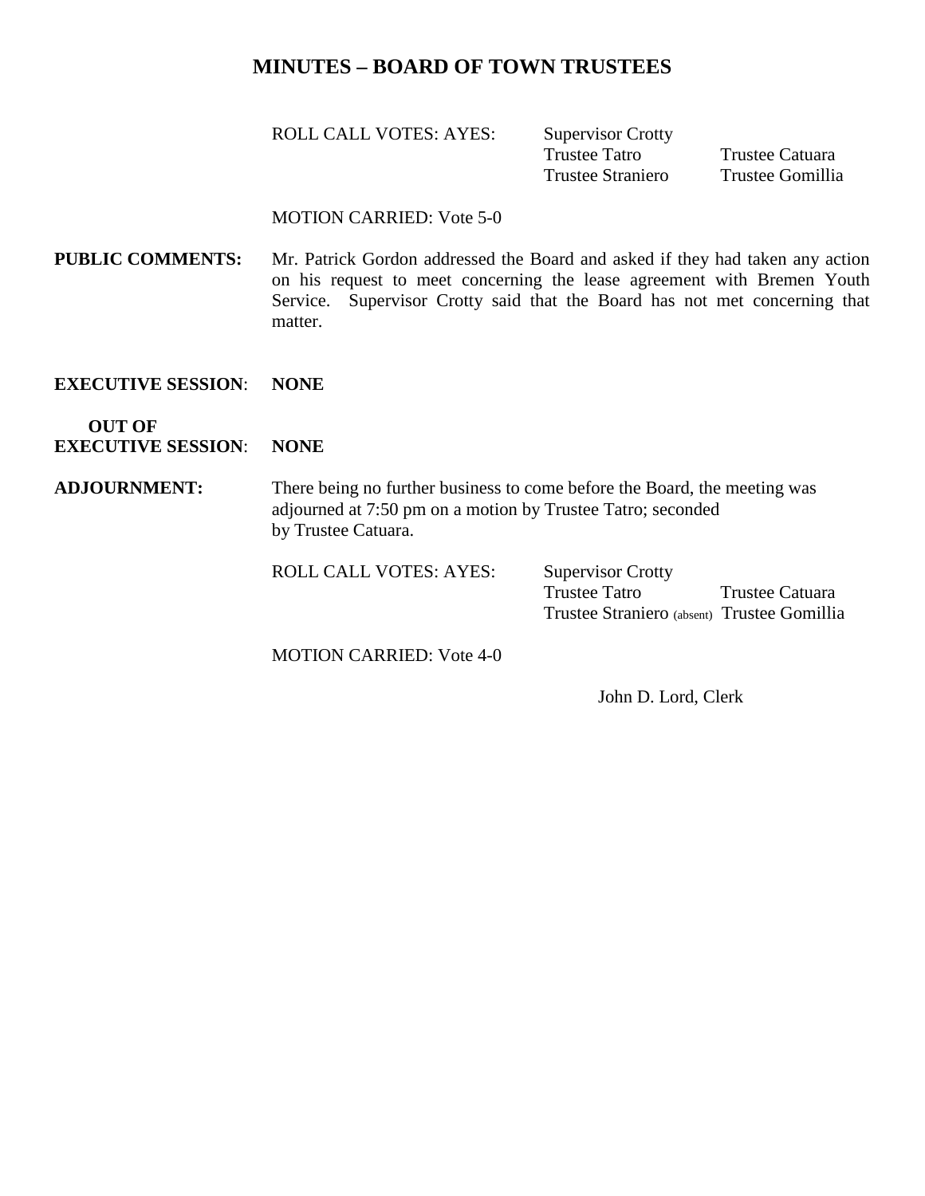# MINUTES – BOARD OF TOWN TRUSTEES

ROLL CALL VOTES: AYES: Supervisor Crotty
Trustee Tatro Trustee Catuara
Trustee Straniero Trustee Gomillia

MOTION CARRIED: Vote 5-0

**PUBLIC COMMENTS:** Mr. Patrick Gordon addressed the Board and asked if they had taken any action on his request to meet concerning the lease agreement with Bremen Youth Service. Supervisor Crotty said that the Board has not met concerning that matter.

**EXECUTIVE SESSION**: **NONE**

**OUT OF EXECUTIVE SESSION**: **NONE**

**ADJOURNMENT:** There being no further business to come before the Board, the meeting was adjourned at 7:50 pm on a motion by Trustee Tatro; seconded by Trustee Catuara.

ROLL CALL VOTES: AYES: Supervisor Crotty
Trustee Tatro Trustee Catuara
Trustee Straniero (absent) Trustee Gomillia

MOTION CARRIED: Vote 4-0

John D. Lord, Clerk